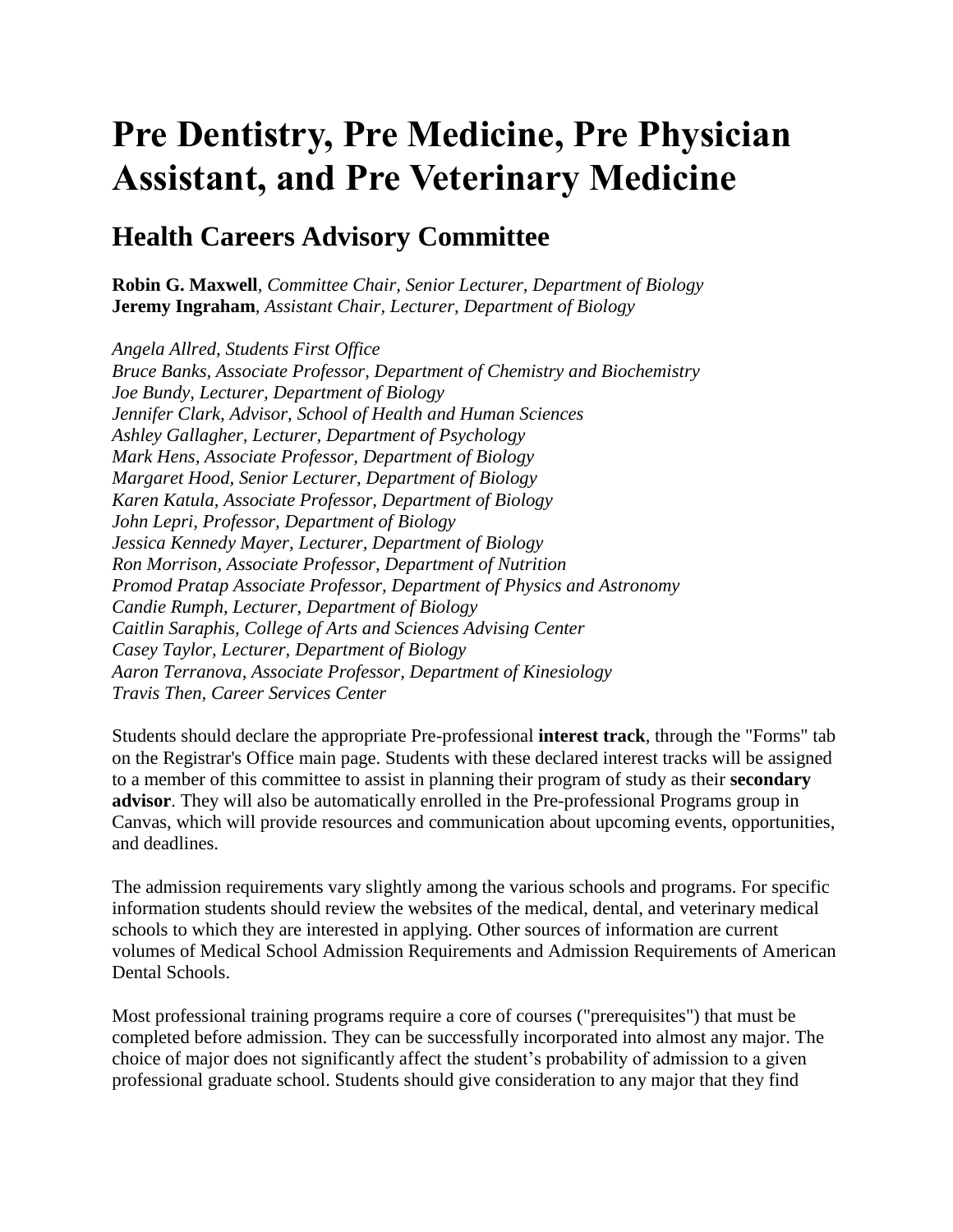# Pre Dentistry, Pre Medicine, Pre Physician Assistant, and Pre Veterinary Medicine

## Health Careers Advisory Committee

**Robin G. Maxwell**, *Committee Chair, Senior Lecturer, Department of Biology*
**Jeremy Ingraham**, *Assistant Chair, Lecturer, Department of Biology*

*Angela Allred, Students First Office*
*Bruce Banks, Associate Professor, Department of Chemistry and Biochemistry*
*Joe Bundy, Lecturer, Department of Biology*
*Jennifer Clark, Advisor, School of Health and Human Sciences*
*Ashley Gallagher, Lecturer, Department of Psychology*
*Mark Hens, Associate Professor, Department of Biology*
*Margaret Hood, Senior Lecturer, Department of Biology*
*Karen Katula, Associate Professor, Department of Biology*
*John Lepri, Professor, Department of Biology*
*Jessica Kennedy Mayer, Lecturer, Department of Biology*
*Ron Morrison, Associate Professor, Department of Nutrition*
*Promod Pratap Associate Professor, Department of Physics and Astronomy*
*Candie Rumph, Lecturer, Department of Biology*
*Caitlin Saraphis, College of Arts and Sciences Advising Center*
*Casey Taylor, Lecturer, Department of Biology*
*Aaron Terranova, Associate Professor, Department of Kinesiology*
*Travis Then, Career Services Center*

Students should declare the appropriate Pre-professional **interest track**, through the "Forms" tab on the Registrar's Office main page. Students with these declared interest tracks will be assigned to a member of this committee to assist in planning their program of study as their **secondary advisor**. They will also be automatically enrolled in the Pre-professional Programs group in Canvas, which will provide resources and communication about upcoming events, opportunities, and deadlines.

The admission requirements vary slightly among the various schools and programs. For specific information students should review the websites of the medical, dental, and veterinary medical schools to which they are interested in applying. Other sources of information are current volumes of Medical School Admission Requirements and Admission Requirements of American Dental Schools.

Most professional training programs require a core of courses ("prerequisites") that must be completed before admission. They can be successfully incorporated into almost any major. The choice of major does not significantly affect the student's probability of admission to a given professional graduate school. Students should give consideration to any major that they find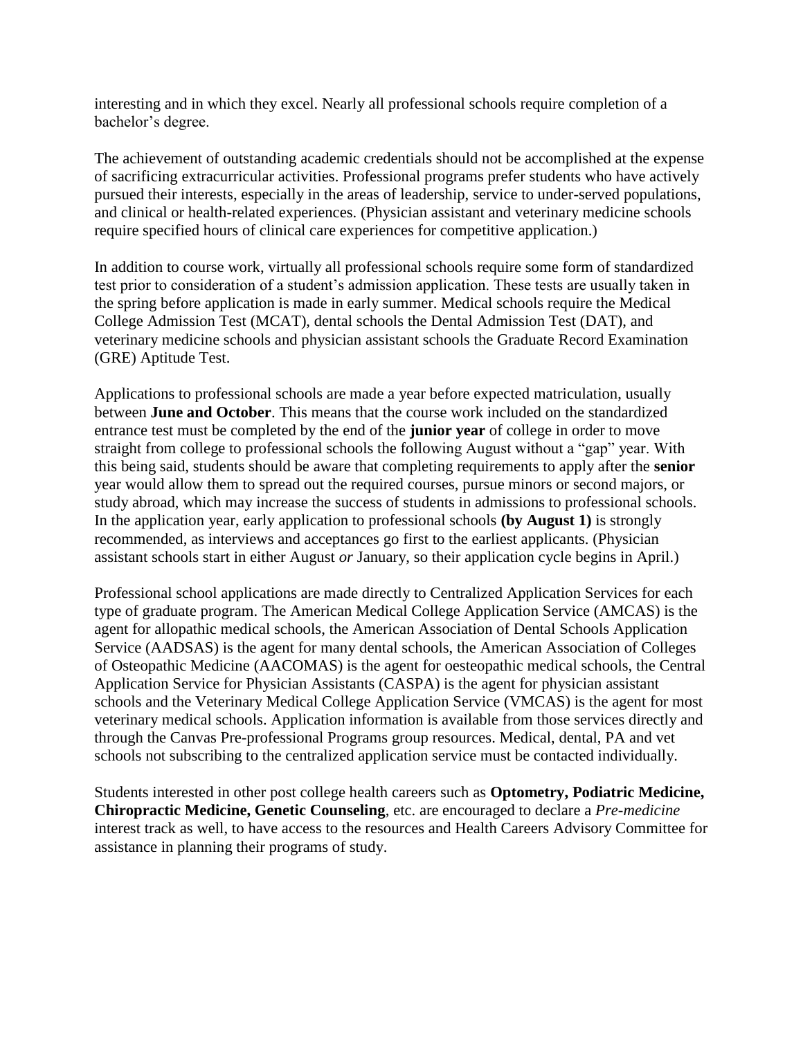interesting and in which they excel. Nearly all professional schools require completion of a bachelor's degree.

The achievement of outstanding academic credentials should not be accomplished at the expense of sacrificing extracurricular activities. Professional programs prefer students who have actively pursued their interests, especially in the areas of leadership, service to under-served populations, and clinical or health-related experiences. (Physician assistant and veterinary medicine schools require specified hours of clinical care experiences for competitive application.)

In addition to course work, virtually all professional schools require some form of standardized test prior to consideration of a student's admission application. These tests are usually taken in the spring before application is made in early summer. Medical schools require the Medical College Admission Test (MCAT), dental schools the Dental Admission Test (DAT), and veterinary medicine schools and physician assistant schools the Graduate Record Examination (GRE) Aptitude Test.

Applications to professional schools are made a year before expected matriculation, usually between **June and October**. This means that the course work included on the standardized entrance test must be completed by the end of the **junior year** of college in order to move straight from college to professional schools the following August without a "gap" year. With this being said, students should be aware that completing requirements to apply after the **senior** year would allow them to spread out the required courses, pursue minors or second majors, or study abroad, which may increase the success of students in admissions to professional schools. In the application year, early application to professional schools **(by August 1)** is strongly recommended, as interviews and acceptances go first to the earliest applicants. (Physician assistant schools start in either August *or* January, so their application cycle begins in April.)

Professional school applications are made directly to Centralized Application Services for each type of graduate program. The American Medical College Application Service (AMCAS) is the agent for allopathic medical schools, the American Association of Dental Schools Application Service (AADSAS) is the agent for many dental schools, the American Association of Colleges of Osteopathic Medicine (AACOMAS) is the agent for oesteopathic medical schools, the Central Application Service for Physician Assistants (CASPA) is the agent for physician assistant schools and the Veterinary Medical College Application Service (VMCAS) is the agent for most veterinary medical schools. Application information is available from those services directly and through the Canvas Pre-professional Programs group resources. Medical, dental, PA and vet schools not subscribing to the centralized application service must be contacted individually.

Students interested in other post college health careers such as **Optometry, Podiatric Medicine, Chiropractic Medicine, Genetic Counseling**, etc. are encouraged to declare a *Pre-medicine* interest track as well, to have access to the resources and Health Careers Advisory Committee for assistance in planning their programs of study.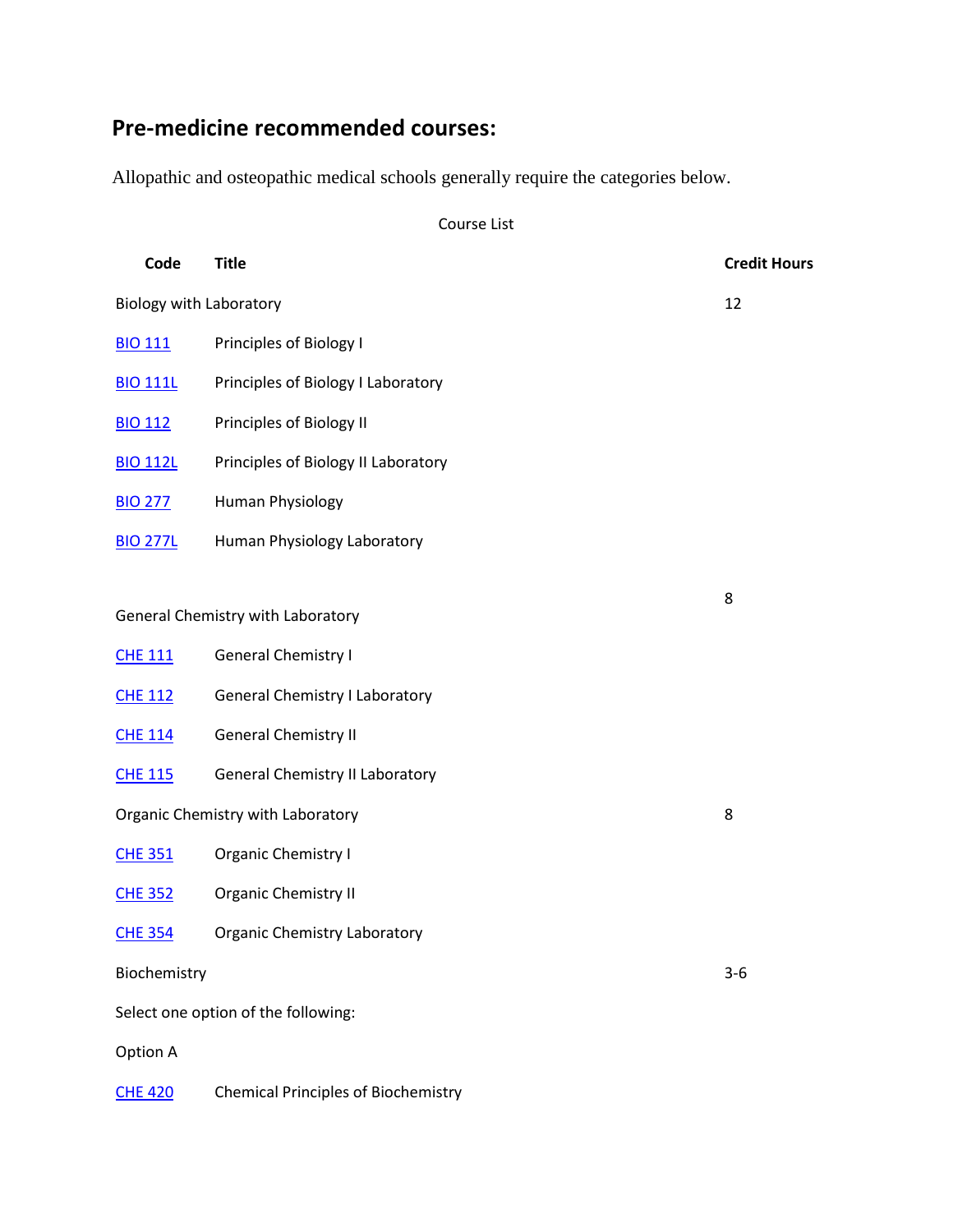## Pre-medicine recommended courses:

Allopathic and osteopathic medical schools generally require the categories below.

Course List

| Code | Title | Credit Hours |
|---|---|---|
| Biology with Laboratory | | 12 |
| BIO 111 | Principles of Biology I | |
| BIO 111L | Principles of Biology I Laboratory | |
| BIO 112 | Principles of Biology II | |
| BIO 112L | Principles of Biology II Laboratory | |
| BIO 277 | Human Physiology | |
| BIO 277L | Human Physiology Laboratory | |
| General Chemistry with Laboratory | | 8 |
| CHE 111 | General Chemistry I | |
| CHE 112 | General Chemistry I Laboratory | |
| CHE 114 | General Chemistry II | |
| CHE 115 | General Chemistry II Laboratory | |
| Organic Chemistry with Laboratory | | 8 |
| CHE 351 | Organic Chemistry I | |
| CHE 352 | Organic Chemistry II | |
| CHE 354 | Organic Chemistry Laboratory | |
| Biochemistry | | 3-6 |
| Select one option of the following: | | |
| Option A | | |
| CHE 420 | Chemical Principles of Biochemistry | |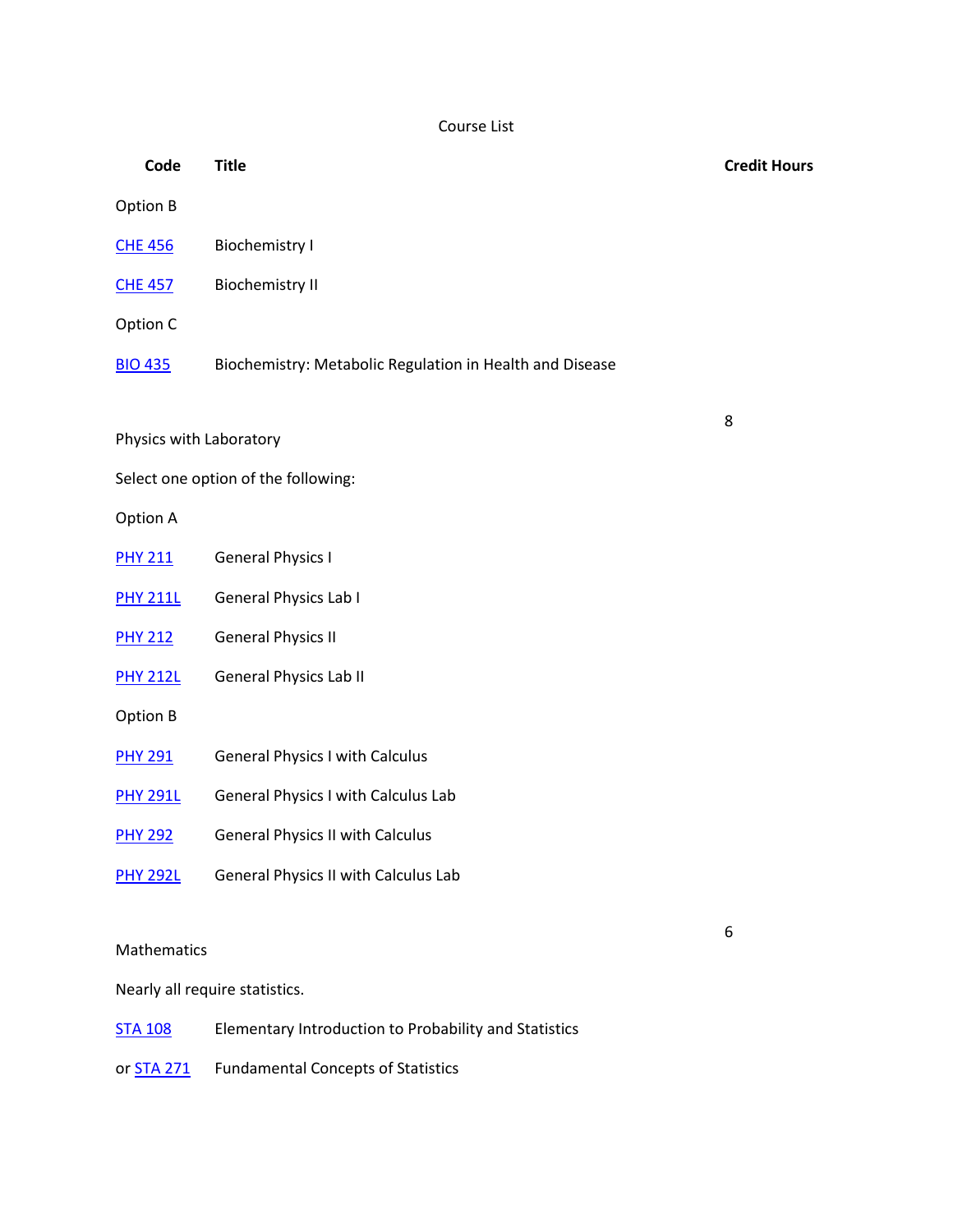Course List

| Code | Title | Credit Hours |
|---|---|---|
| Option B | | |
| CHE 456 | Biochemistry I | |
| CHE 457 | Biochemistry II | |
| Option C | | |
| BIO 435 | Biochemistry: Metabolic Regulation in Health and Disease | |
| Physics with Laboratory | | 8 |
| Select one option of the following: | | |
| Option A | | |
| PHY 211 | General Physics I | |
| PHY 211L | General Physics Lab I | |
| PHY 212 | General Physics II | |
| PHY 212L | General Physics Lab II | |
| Option B | | |
| PHY 291 | General Physics I with Calculus | |
| PHY 291L | General Physics I with Calculus Lab | |
| PHY 292 | General Physics II with Calculus | |
| PHY 292L | General Physics II with Calculus Lab | |
| Mathematics | | 6 |
| Nearly all require statistics. | | |
| STA 108 | Elementary Introduction to Probability and Statistics | |
| or STA 271 | Fundamental Concepts of Statistics | |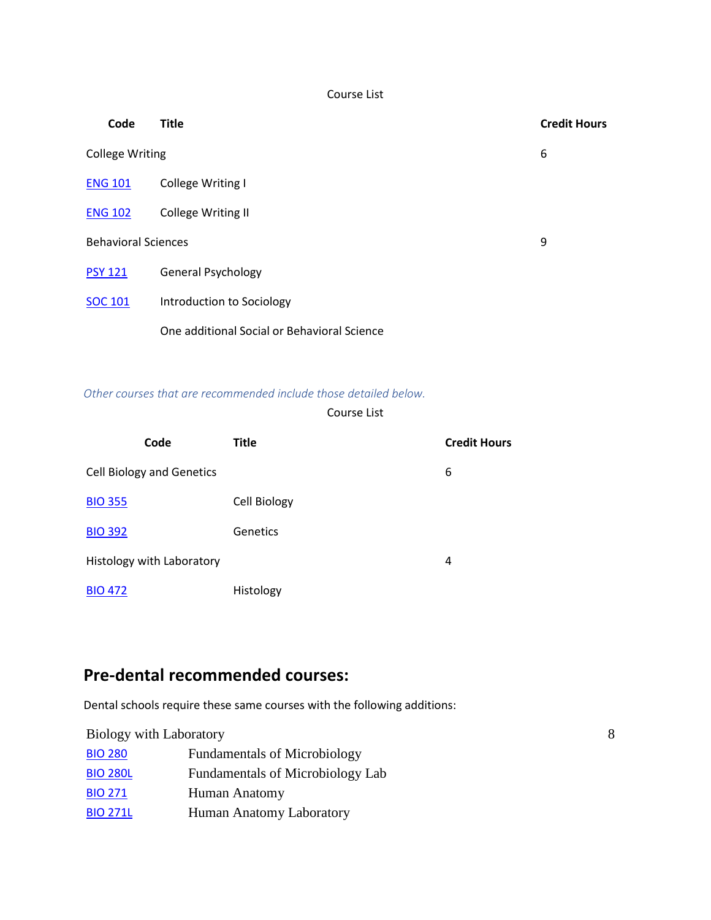Course List

| Code | Title | Credit Hours |
|---|---|---|
| College Writing | | 6 |
| ENG 101 | College Writing I | |
| ENG 102 | College Writing II | |
| Behavioral Sciences | | 9 |
| PSY 121 | General Psychology | |
| SOC 101 | Introduction to Sociology | |
| | One additional Social or Behavioral Science | |

*Other courses that are recommended include those detailed below.*

Course List

| Code | Title | Credit Hours |
|---|---|---|
| Cell Biology and Genetics | | 6 |
| BIO 355 | Cell Biology | |
| BIO 392 | Genetics | |
| Histology with Laboratory | | 4 |
| BIO 472 | Histology | |

## Pre-dental recommended courses:

Dental schools require these same courses with the following additions:

| | | |
|---|---|---|
| Biology with Laboratory | | 8 |
| BIO 280 | Fundamentals of Microbiology | |
| BIO 280L | Fundamentals of Microbiology Lab | |
| BIO 271 | Human Anatomy | |
| BIO 271L | Human Anatomy Laboratory | |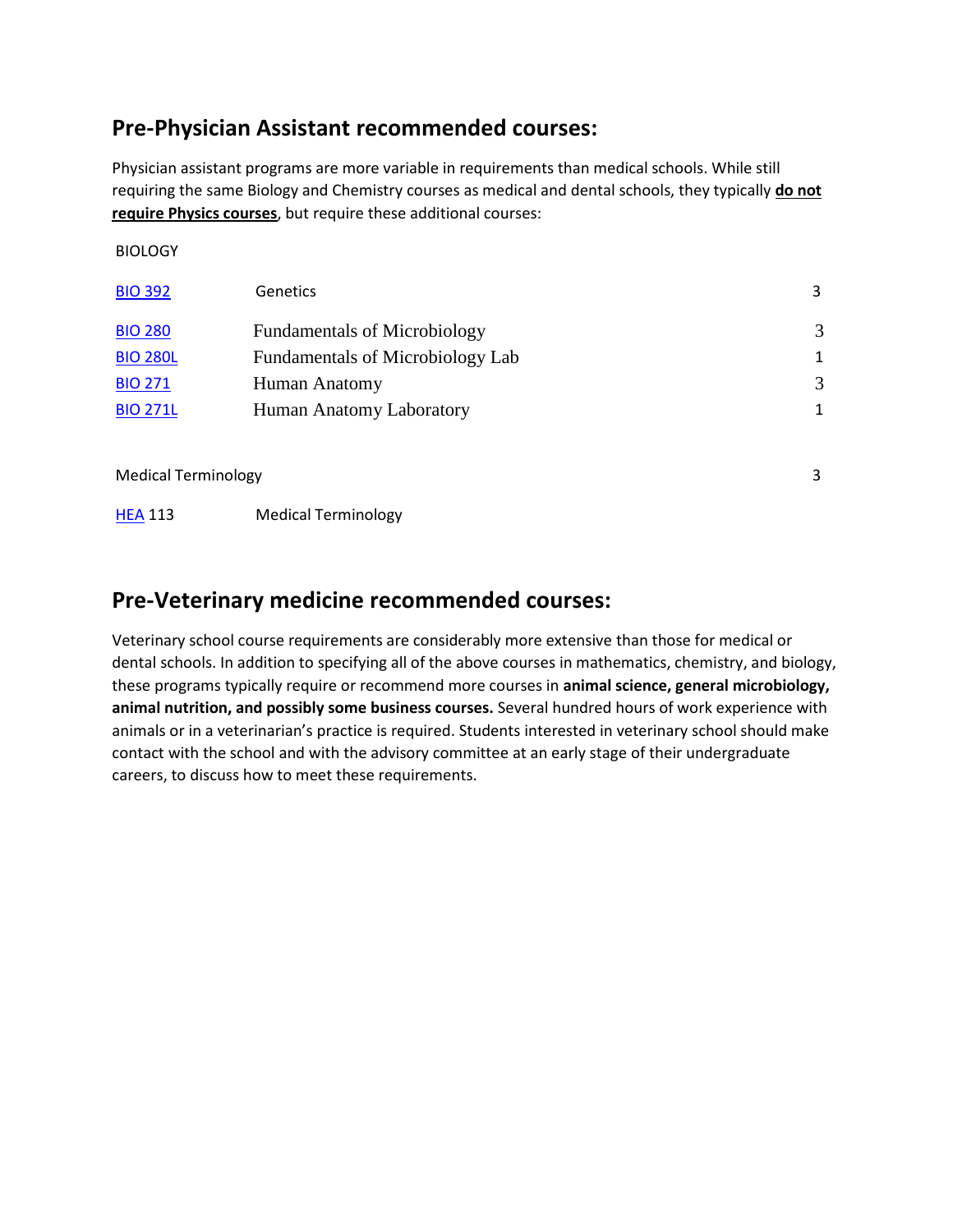## Pre-Physician Assistant recommended courses:

Physician assistant programs are more variable in requirements than medical schools. While still requiring the same Biology and Chemistry courses as medical and dental schools, they typically **do not require Physics courses**, but require these additional courses:

| | | |
|---|---|---|
| BIOLOGY | | |
| BIO 392 | Genetics | 3 |
| BIO 280 | Fundamentals of Microbiology | 3 |
| BIO 280L | Fundamentals of Microbiology Lab | 1 |
| BIO 271 | Human Anatomy | 3 |
| BIO 271L | Human Anatomy Laboratory | 1 |
| Medical Terminology | | 3 |
| HEA 113 | Medical Terminology | |

## Pre-Veterinary medicine recommended courses:

Veterinary school course requirements are considerably more extensive than those for medical or dental schools. In addition to specifying all of the above courses in mathematics, chemistry, and biology, these programs typically require or recommend more courses in **animal science, general microbiology, animal nutrition, and possibly some business courses.** Several hundred hours of work experience with animals or in a veterinarian's practice is required. Students interested in veterinary school should make contact with the school and with the advisory committee at an early stage of their undergraduate careers, to discuss how to meet these requirements.